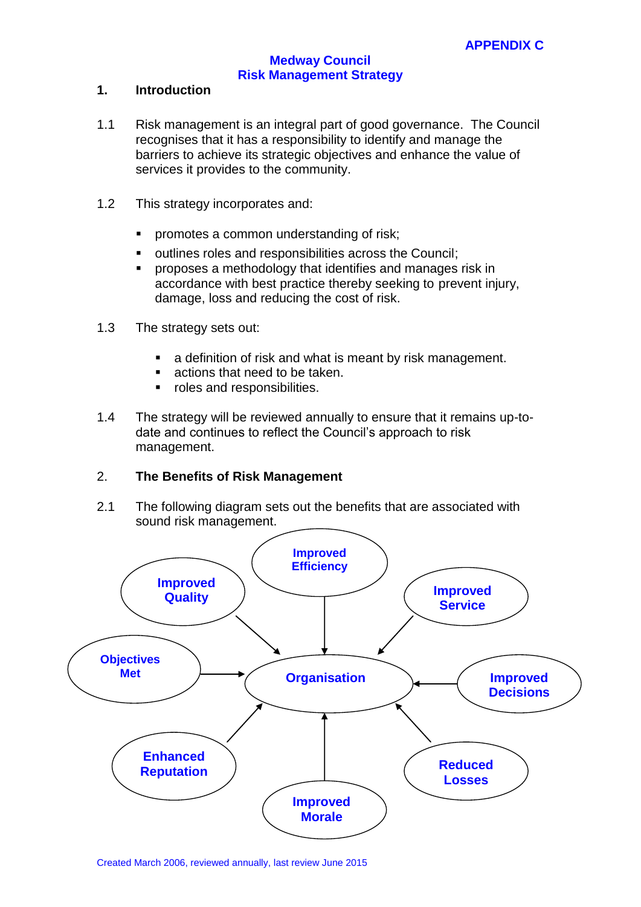**APPENDIX C**

# Medway Council
# Risk Management Strategy

## 1. Introduction

1.1 Risk management is an integral part of good governance. The Council recognises that it has a responsibility to identify and manage the barriers to achieve its strategic objectives and enhance the value of services it provides to the community.

1.2 This strategy incorporates and:

- promotes a common understanding of risk;
- outlines roles and responsibilities across the Council;
- proposes a methodology that identifies and manages risk in accordance with best practice thereby seeking to prevent injury, damage, loss and reducing the cost of risk.

1.3 The strategy sets out:

- a definition of risk and what is meant by risk management.
- actions that need to be taken.
- roles and responsibilities.

1.4 The strategy will be reviewed annually to ensure that it remains up-to-date and continues to reflect the Council's approach to risk management.

## 2. The Benefits of Risk Management

2.1 The following diagram sets out the benefits that are associated with sound risk management.

**Organisation**

- Improved Efficiency
- Improved Service
- Improved Decisions
- Reduced Losses
- Improved Morale
- Enhanced Reputation
- Objectives Met
- Improved Quality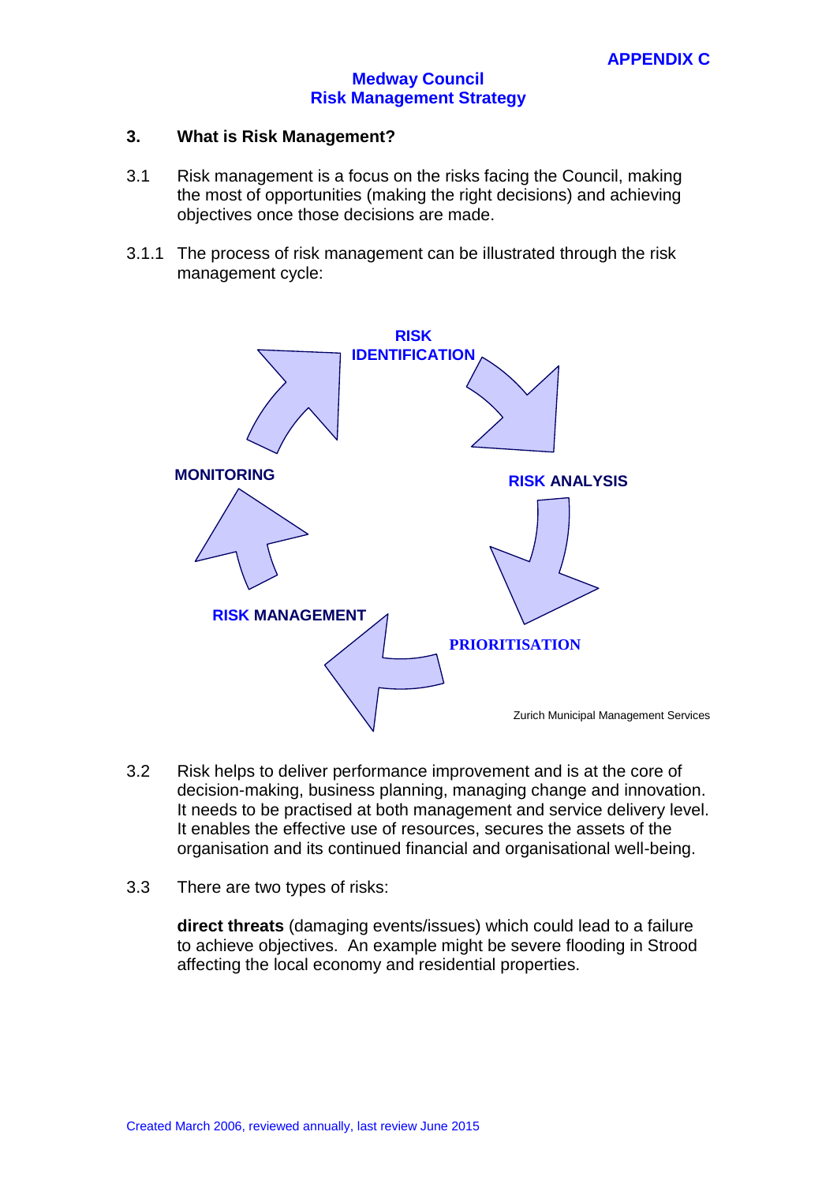APPENDIX C

**Medway Council**
**Risk Management Strategy**

## 3. What is Risk Management?

3.1 Risk management is a focus on the risks facing the Council, making the most of opportunities (making the right decisions) and achieving objectives once those decisions are made.

3.1.1 The process of risk management can be illustrated through the risk management cycle:

RISK IDENTIFICATION

RISK ANALYSIS

PRIORITISATION

RISK MANAGEMENT

MONITORING

Zurich Municipal Management Services

3.2 Risk helps to deliver performance improvement and is at the core of decision-making, business planning, managing change and innovation. It needs to be practised at both management and service delivery level. It enables the effective use of resources, secures the assets of the organisation and its continued financial and organisational well-being.

3.3 There are two types of risks:

**direct threats** (damaging events/issues) which could lead to a failure to achieve objectives. An example might be severe flooding in Strood affecting the local economy and residential properties.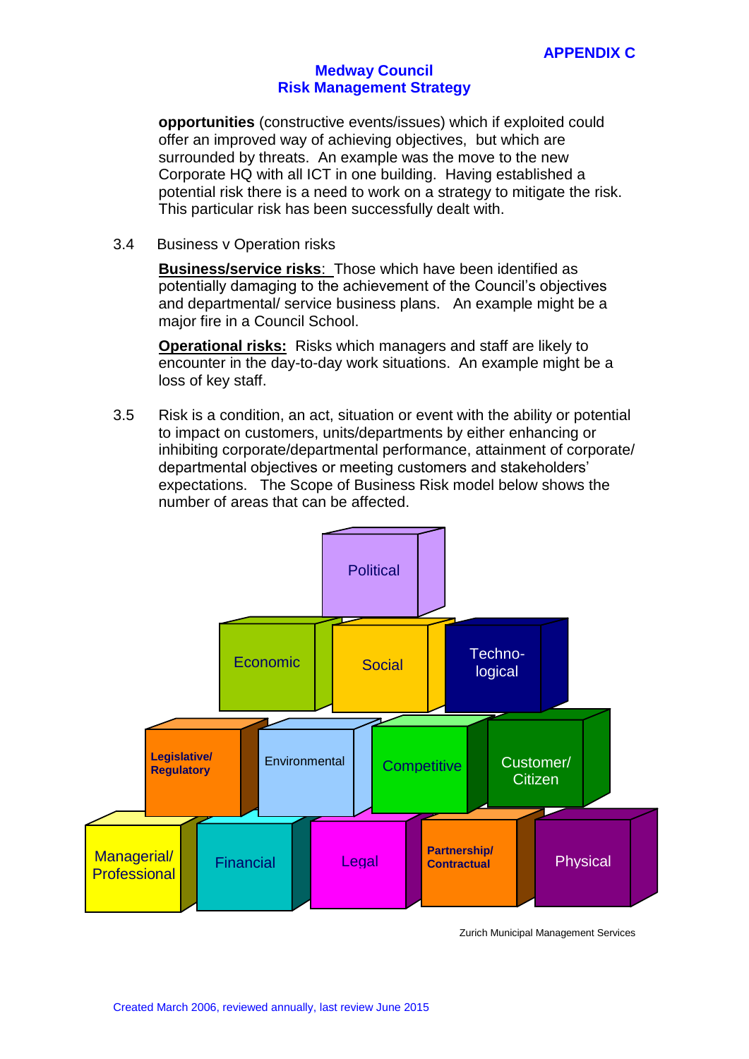**opportunities** (constructive events/issues) which if exploited could offer an improved way of achieving objectives, but which are surrounded by threats. An example was the move to the new Corporate HQ with all ICT in one building. Having established a potential risk there is a need to work on a strategy to mitigate the risk. This particular risk has been successfully dealt with.

3.4 Business v Operation risks

**Business/service risks**: Those which have been identified as potentially damaging to the achievement of the Council's objectives and departmental/ service business plans. An example might be a major fire in a Council School.

**Operational risks:** Risks which managers and staff are likely to encounter in the day-to-day work situations. An example might be a loss of key staff.

3.5 Risk is a condition, an act, situation or event with the ability or potential to impact on customers, units/departments by either enhancing or inhibiting corporate/departmental performance, attainment of corporate/ departmental objectives or meeting customers and stakeholders' expectations. The Scope of Business Risk model below shows the number of areas that can be affected.

Political

Economic | Social | Techno-logical

Legislative/ Regulatory | Environmental | Competitive | Customer/ Citizen

Managerial/ Professional | Financial | Legal | Partnership/ Contractual | Physical

Zurich Municipal Management Services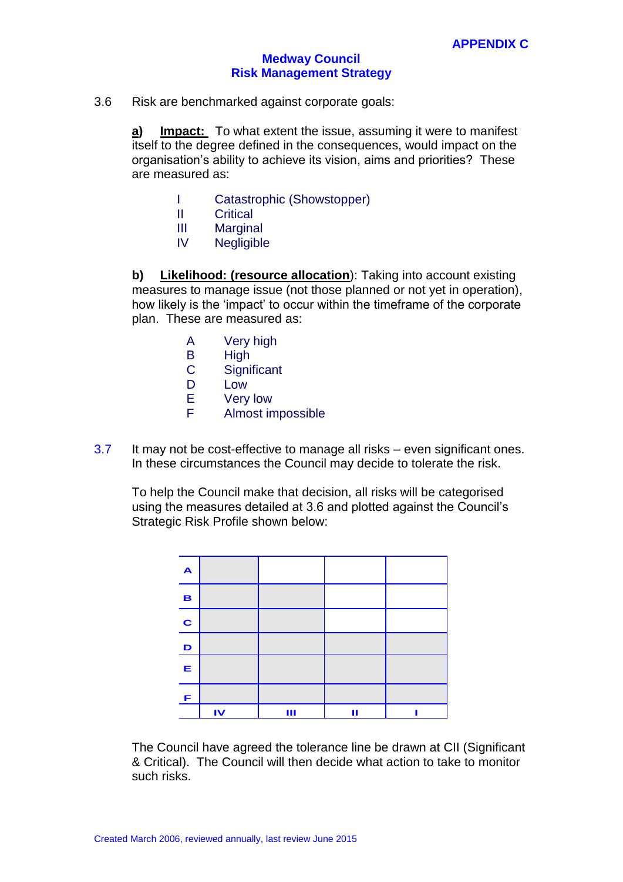APPENDIX C

**Medway Council**
**Risk Management Strategy**

3.6 Risk are benchmarked against corporate goals:

**a) Impact:** To what extent the issue, assuming it were to manifest itself to the degree defined in the consequences, would impact on the organisation's ability to achieve its vision, aims and priorities? These are measured as:

- I Catastrophic (Showstopper)
- II Critical
- III Marginal
- IV Negligible

**b) Likelihood: (resource allocation)**: Taking into account existing measures to manage issue (not those planned or not yet in operation), how likely is the 'impact' to occur within the timeframe of the corporate plan. These are measured as:

- A Very high
- B High
- C Significant
- D Low
- E Very low
- F Almost impossible

3.7 It may not be cost-effective to manage all risks – even significant ones. In these circumstances the Council may decide to tolerate the risk.

To help the Council make that decision, all risks will be categorised using the measures detailed at 3.6 and plotted against the Council's Strategic Risk Profile shown below:

| | | | | |
|---|---|---|---|---|
| A | | | | |
| B | | | | |
| C | | | | |
| D | | | | |
| E | | | | |
| F | | | | |
| | IV | III | II | I |

The Council have agreed the tolerance line be drawn at CII (Significant & Critical). The Council will then decide what action to take to monitor such risks.

Created March 2006, reviewed annually, last review June 2015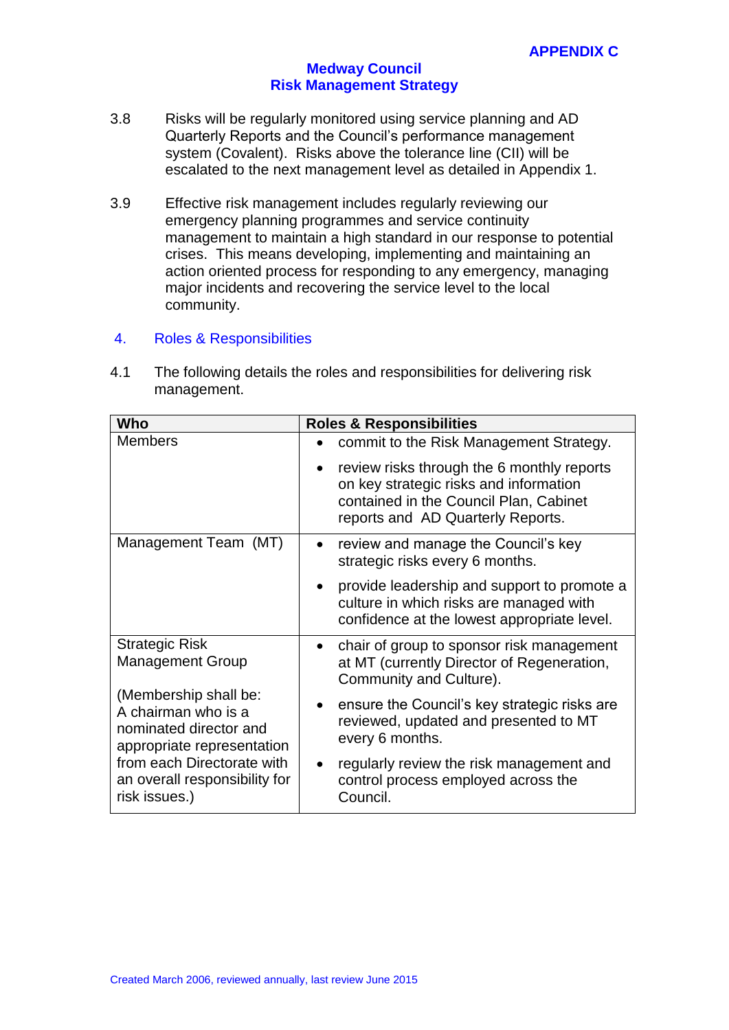3.8 Risks will be regularly monitored using service planning and AD Quarterly Reports and the Council's performance management system (Covalent). Risks above the tolerance line (CII) will be escalated to the next management level as detailed in Appendix 1.

3.9 Effective risk management includes regularly reviewing our emergency planning programmes and service continuity management to maintain a high standard in our response to potential crises. This means developing, implementing and maintaining an action oriented process for responding to any emergency, managing major incidents and recovering the service level to the local community.

## 4. Roles & Responsibilities

4.1 The following details the roles and responsibilities for delivering risk management.

| Who | Roles & Responsibilities |
|---|---|
| Members | • commit to the Risk Management Strategy.<br>• review risks through the 6 monthly reports on key strategic risks and information contained in the Council Plan, Cabinet reports and AD Quarterly Reports. |
| Management Team (MT) | • review and manage the Council's key strategic risks every 6 months.<br>• provide leadership and support to promote a culture in which risks are managed with confidence at the lowest appropriate level. |
| Strategic Risk Management Group<br><br>(Membership shall be: A chairman who is a nominated director and appropriate representation from each Directorate with an overall responsibility for risk issues.) | • chair of group to sponsor risk management at MT (currently Director of Regeneration, Community and Culture).<br>• ensure the Council's key strategic risks are reviewed, updated and presented to MT every 6 months.<br>• regularly review the risk management and control process employed across the Council. |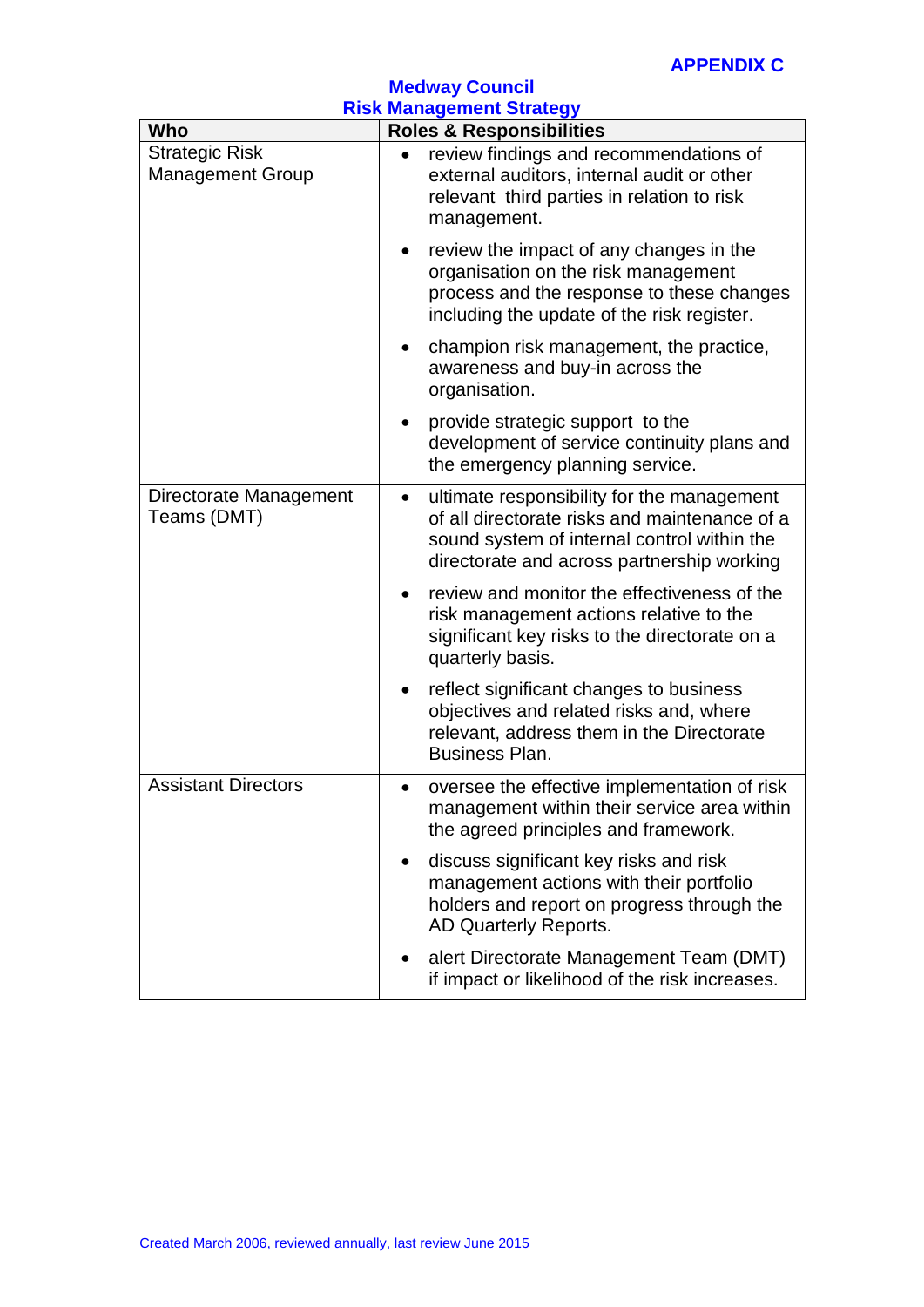**APPENDIX C**

**Medway Council**
**Risk Management Strategy**

| Who | Roles & Responsibilities |
|---|---|
| Strategic Risk Management Group | • review findings and recommendations of external auditors, internal audit or other relevant third parties in relation to risk management.<br><br>• review the impact of any changes in the organisation on the risk management process and the response to these changes including the update of the risk register.<br><br>• champion risk management, the practice, awareness and buy-in across the organisation.<br><br>• provide strategic support to the development of service continuity plans and the emergency planning service. |
| Directorate Management Teams (DMT) | • ultimate responsibility for the management of all directorate risks and maintenance of a sound system of internal control within the directorate and across partnership working<br><br>• review and monitor the effectiveness of the risk management actions relative to the significant key risks to the directorate on a quarterly basis.<br><br>• reflect significant changes to business objectives and related risks and, where relevant, address them in the Directorate Business Plan. |
| Assistant Directors | • oversee the effective implementation of risk management within their service area within the agreed principles and framework.<br><br>• discuss significant key risks and risk management actions with their portfolio holders and report on progress through the AD Quarterly Reports.<br><br>• alert Directorate Management Team (DMT) if impact or likelihood of the risk increases. |

Created March 2006, reviewed annually, last review June 2015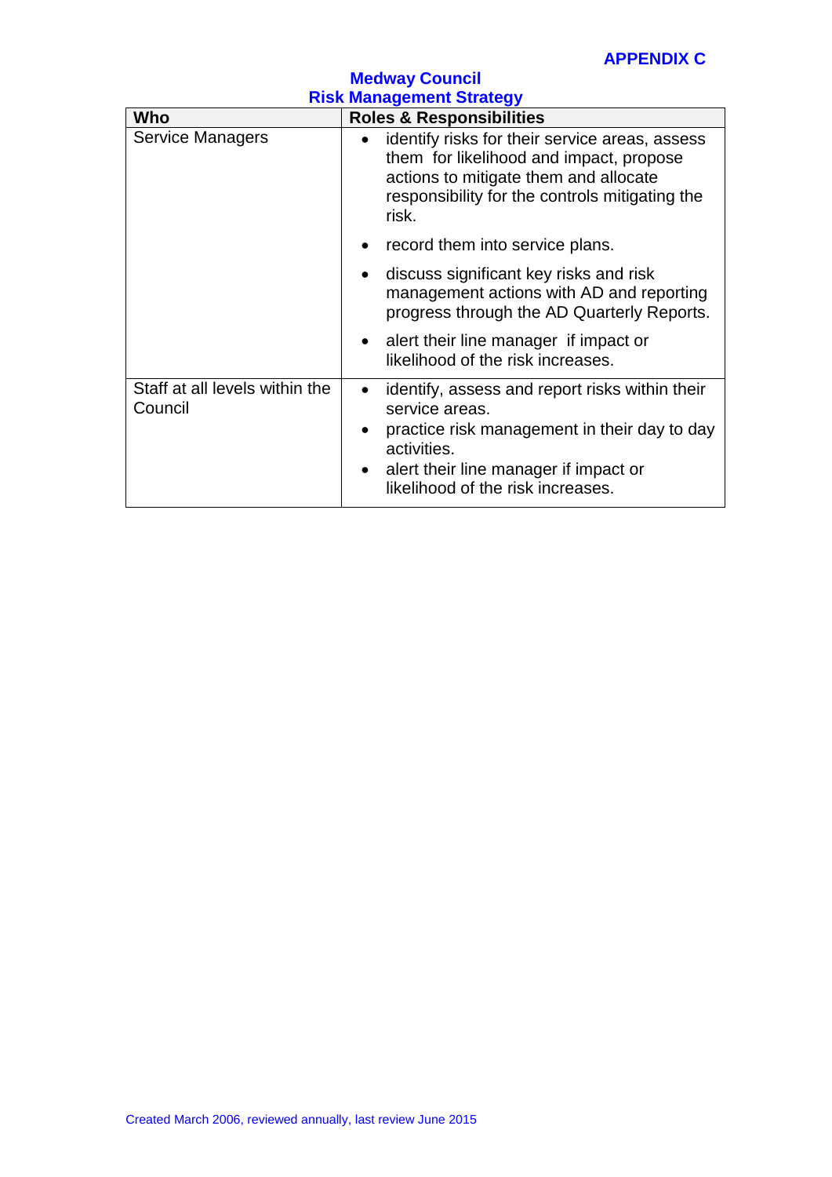APPENDIX C

**Medway Council**
**Risk Management Strategy**

| Who | Roles & Responsibilities |
|---|---|
| Service Managers | • identify risks for their service areas, assess them for likelihood and impact, propose actions to mitigate them and allocate responsibility for the controls mitigating the risk.<br>• record them into service plans.<br>• discuss significant key risks and risk management actions with AD and reporting progress through the AD Quarterly Reports.<br>• alert their line manager if impact or likelihood of the risk increases. |
| Staff at all levels within the Council | • identify, assess and report risks within their service areas.<br>• practice risk management in their day to day activities.<br>• alert their line manager if impact or likelihood of the risk increases. |

Created March 2006, reviewed annually, last review June 2015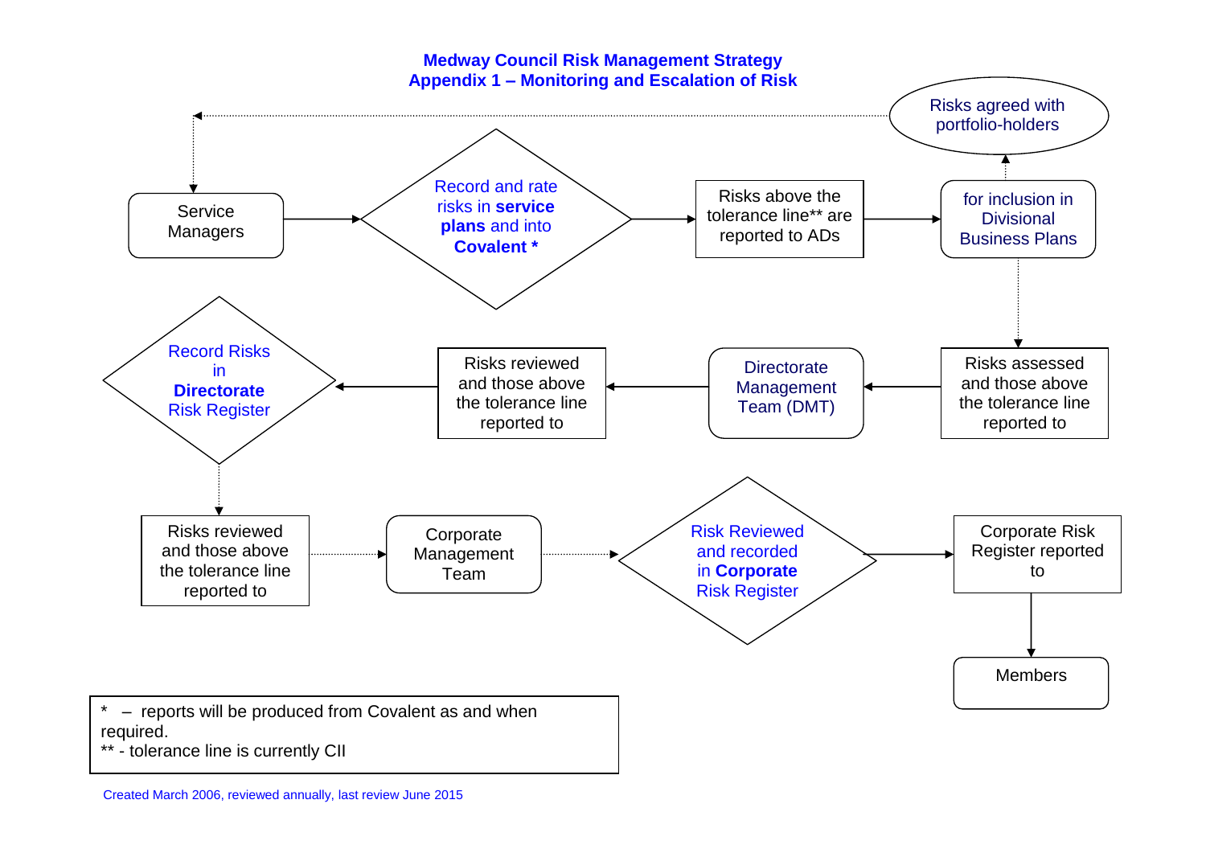# Medway Council Risk Management Strategy
## Appendix 1 – Monitoring and Escalation of Risk

Risks agreed with portfolio-holders

Service Managers

Record and rate risks in **service plans** and into **Covalent \***

Risks above the tolerance line** are reported to ADs

for inclusion in Divisional Business Plans

Risks assessed and those above the tolerance line reported to

Directorate Management Team (DMT)

Risks reviewed and those above the tolerance line reported to

Record Risks in **Directorate** Risk Register

Risks reviewed and those above the tolerance line reported to

Corporate Management Team

Risk Reviewed and recorded in **Corporate** Risk Register

Corporate Risk Register reported to

Members

\* – reports will be produced from Covalent as and when required.
** - tolerance line is currently CII

Created March 2006, reviewed annually, last review June 2015